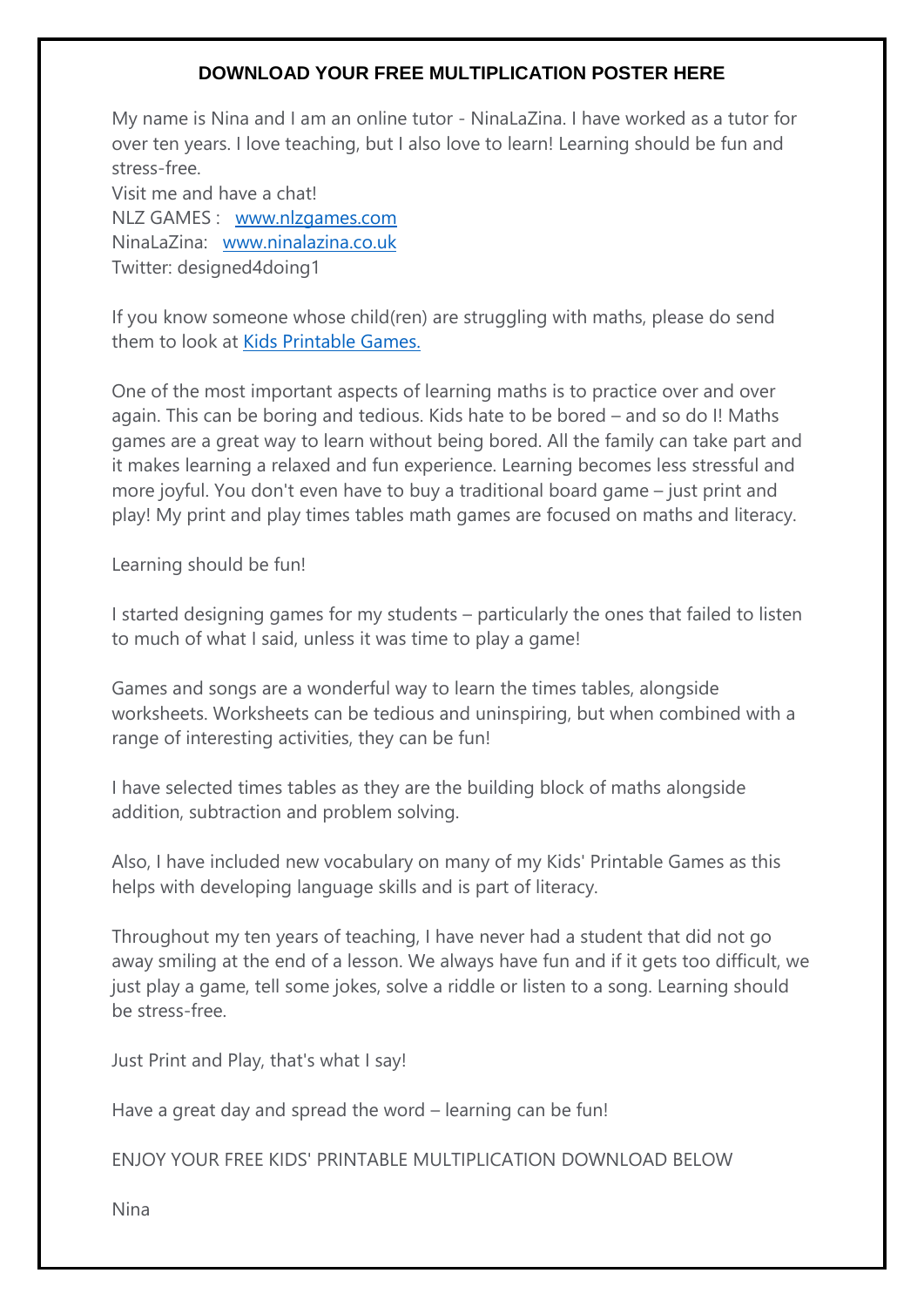# DOWNLOAD YOUR FREE MULTIPLICATION POSTER HERE

My name is Nina and I am an online tutor - NinaLaZina. I have worked as a tutor for over ten years. I love teaching, but I also love to learn! Learning should be fun and stress-free.
Visit me and have a chat!
NLZ GAMES : [www.nlzgames.com](www.nlzgames.com)
NinaLaZina: [www.ninalazina.co.uk](www.ninalazina.co.uk)
Twitter: designed4doing1

If you know someone whose child(ren) are struggling with maths, please do send them to look at Kids Printable Games.

One of the most important aspects of learning maths is to practice over and over again. This can be boring and tedious. Kids hate to be bored – and so do I! Maths games are a great way to learn without being bored. All the family can take part and it makes learning a relaxed and fun experience. Learning becomes less stressful and more joyful. You don't even have to buy a traditional board game – just print and play! My print and play times tables math games are focused on maths and literacy.

Learning should be fun!

I started designing games for my students – particularly the ones that failed to listen to much of what I said, unless it was time to play a game!

Games and songs are a wonderful way to learn the times tables, alongside worksheets. Worksheets can be tedious and uninspiring, but when combined with a range of interesting activities, they can be fun!

I have selected times tables as they are the building block of maths alongside addition, subtraction and problem solving.

Also, I have included new vocabulary on many of my Kids' Printable Games as this helps with developing language skills and is part of literacy.

Throughout my ten years of teaching, I have never had a student that did not go away smiling at the end of a lesson. We always have fun and if it gets too difficult, we just play a game, tell some jokes, solve a riddle or listen to a song. Learning should be stress-free.

Just Print and Play, that's what I say!

Have a great day and spread the word – learning can be fun!

ENJOY YOUR FREE KIDS' PRINTABLE MULTIPLICATION DOWNLOAD BELOW

Nina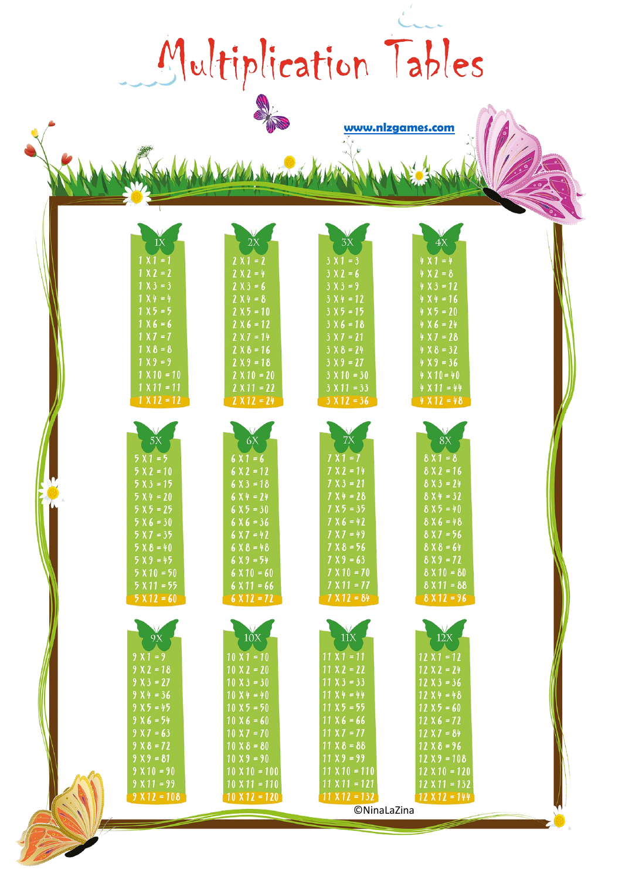# Multiplication Tables

www.nlzgames.com

| 1X | 2X | 3X | 4X |
|---|---|---|---|
| 1 X 1 = 1 | 2 X 1 = 2 | 3 X 1 = 3 | 4 X 1 = 4 |
| 1 X 2 = 2 | 2 X 2 = 4 | 3 X 2 = 6 | 4 X 2 = 8 |
| 1 X 3 = 3 | 2 X 3 = 6 | 3 X 3 = 9 | 4 X 3 = 12 |
| 1 X 4 = 4 | 2 X 4 = 8 | 3 X 4 = 12 | 4 X 4 = 16 |
| 1 X 5 = 5 | 2 X 5 = 10 | 3 X 5 = 15 | 4 X 5 = 20 |
| 1 X 6 = 6 | 2 X 6 = 12 | 3 X 6 = 18 | 4 X 6 = 24 |
| 1 X 7 = 7 | 2 X 7 = 14 | 3 X 7 = 21 | 4 X 7 = 28 |
| 1 X 8 = 8 | 2 X 8 = 16 | 3 X 8 = 24 | 4 X 8 = 32 |
| 1 X 9 = 9 | 2 X 9 = 18 | 3 X 9 = 27 | 4 X 9 = 36 |
| 1 X 10 = 10 | 2 X 10 = 20 | 3 X 10 = 30 | 4 X 10 = 40 |
| 1 X 11 = 11 | 2 X 11 = 22 | 3 X 11 = 33 | 4 X 11 = 44 |
| 1 X 12 = 12 | 2 X 12 = 24 | 3 X 12 = 36 | 4 X 12 = 48 |

| 5X | 6X | 7X | 8X |
|---|---|---|---|
| 5 X 1 = 5 | 6 X 1 = 6 | 7 X 1 = 7 | 8 X 1 = 8 |
| 5 X 2 = 10 | 6 X 2 = 12 | 7 X 2 = 14 | 8 X 2 = 16 |
| 5 X 3 = 15 | 6 X 3 = 18 | 7 X 3 = 21 | 8 X 3 = 24 |
| 5 X 4 = 20 | 6 X 4 = 24 | 7 X 4 = 28 | 8 X 4 = 32 |
| 5 X 5 = 25 | 6 X 5 = 30 | 7 X 5 = 35 | 8 X 5 = 40 |
| 5 X 6 = 30 | 6 X 6 = 36 | 7 X 6 = 42 | 8 X 6 = 48 |
| 5 X 7 = 35 | 6 X 7 = 42 | 7 X 7 = 49 | 8 X 7 = 56 |
| 5 X 8 = 40 | 6 X 8 = 48 | 7 X 8 = 56 | 8 X 8 = 64 |
| 5 X 9 = 45 | 6 X 9 = 54 | 7 X 9 = 63 | 8 X 9 = 72 |
| 5 X 10 = 50 | 6 X 10 = 60 | 7 X 10 = 70 | 8 X 10 = 80 |
| 5 X 11 = 55 | 6 X 11 = 66 | 7 X 11 = 77 | 8 X 11 = 88 |
| 5 X 12 = 60 | 6 X 12 = 72 | 7 X 12 = 84 | 8 X 12 = 96 |

| 9X | 10X | 11X | 12X |
|---|---|---|---|
| 9 X 1 = 9 | 10 X 1 = 10 | 11 X 1 = 11 | 12 X 1 = 12 |
| 9 X 2 = 18 | 10 X 2 = 20 | 11 X 2 = 22 | 12 X 2 = 24 |
| 9 X 3 = 27 | 10 X 3 = 30 | 11 X 3 = 33 | 12 X 3 = 36 |
| 9 X 4 = 36 | 10 X 4 = 40 | 11 X 4 = 44 | 12 X 4 = 48 |
| 9 X 5 = 45 | 10 X 5 = 50 | 11 X 5 = 55 | 12 X 5 = 60 |
| 9 X 6 = 54 | 10 X 6 = 60 | 11 X 6 = 66 | 12 X 6 = 72 |
| 9 X 7 = 63 | 10 X 7 = 70 | 11 X 7 = 77 | 12 X 7 = 84 |
| 9 X 8 = 72 | 10 X 8 = 80 | 11 X 8 = 88 | 12 X 8 = 96 |
| 9 X 9 = 81 | 10 X 9 = 90 | 11 X 9 = 99 | 12 X 9 = 108 |
| 9 X 10 = 90 | 10 X 10 = 100 | 11 X 10 = 110 | 12 X 10 = 120 |
| 9 X 11 = 99 | 10 X 11 = 110 | 11 X 11 = 121 | 12 X 11 = 132 |
| 9 X 12 = 108 | 10 X 12 = 120 | 11 X 12 = 132 | 12 X 12 = 144 |

©NinaLaZina